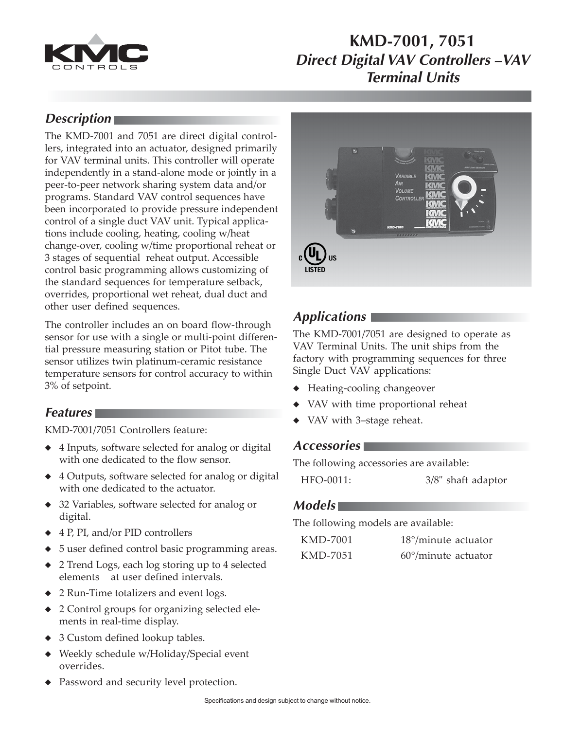# KMD-7001, 7051

## *Direct Digital VAV Controllers –VAV Terminal Units*

### *Description*

The KMD-7001 and 7051 are direct digital controllers, integrated into an actuator, designed primarily for VAV terminal units. This controller will operate independently in a stand-alone mode or jointly in a peer-to-peer network sharing system data and/or programs. Standard VAV control sequences have been incorporated to provide pressure independent control of a single duct VAV unit. Typical applications include cooling, heating, cooling w/heat change-over, cooling w/time proportional reheat or 3 stages of sequential reheat output. Accessible control basic programming allows customizing of the standard sequences for temperature setback, overrides, proportional wet reheat, dual duct and other user defined sequences.

The controller includes an on board flow-through sensor for use with a single or multi-point differential pressure measuring station or Pitot tube. The sensor utilizes twin platinum-ceramic resistance temperature sensors for control accuracy to within 3% of setpoint.

### *Features*

KMD-7001/7051 Controllers feature:

- 4 Inputs, software selected for analog or digital with one dedicated to the flow sensor.
- 4 Outputs, software selected for analog or digital with one dedicated to the actuator.
- 32 Variables, software selected for analog or digital.
- 4 P, PI, and/or PID controllers
- 5 user defined control basic programming areas.
- 2 Trend Logs, each log storing up to 4 selected elements at user defined intervals.
- 2 Run-Time totalizers and event logs.
- 2 Control groups for organizing selected elements in real-time display.
- 3 Custom defined lookup tables.
- Weekly schedule w/Holiday/Special event overrides.
- Password and security level protection.

### *Applications*

The KMD-7001/7051 are designed to operate as VAV Terminal Units. The unit ships from the factory with programming sequences for three Single Duct VAV applications:

- Heating-cooling changeover
- VAV with time proportional reheat
- VAV with 3–stage reheat.

### *Accessories*

The following accessories are available:

| | |
|---|---|
| HFO-0011: | 3/8" shaft adaptor |

### *Models*

The following models are available:

| | |
|---|---|
| KMD-7001 | 18°/minute actuator |
| KMD-7051 | 60°/minute actuator |

Specifications and design subject to change without notice.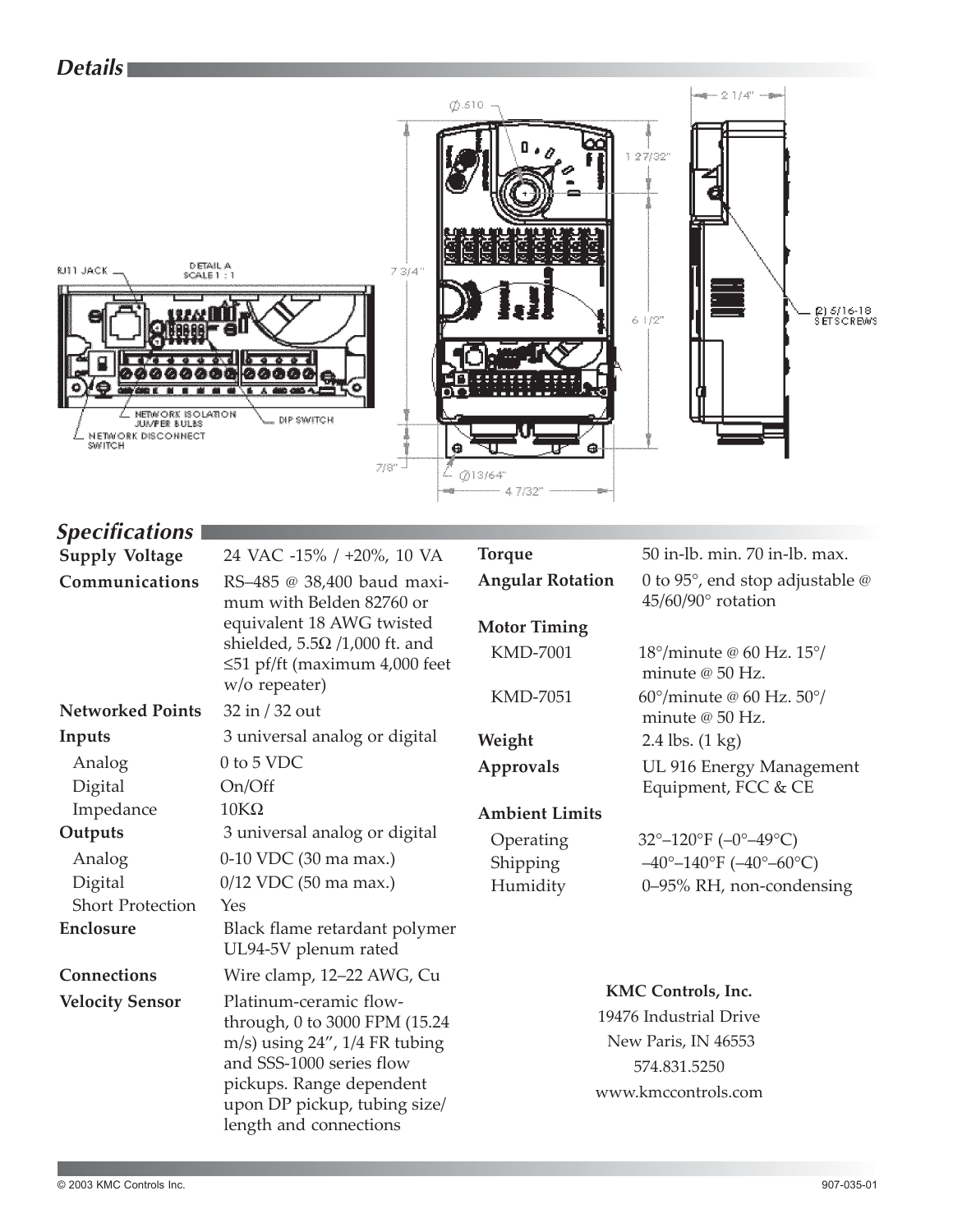## Details

RJ11 JACK

DETAIL A
SCALE 1 : 1

NETWORK ISOLATION JUMPER BULBS

NETWORK DISCONNECT SWITCH

DIP SWITCH

Ø.510

7 3/4"

1 27/32"

6 1/2"

7/8"

Ø13/64"

4 7/32"

2 1/4"

(2) 5/16-18 SETSCREWS

## Specifications

| | |
|---|---|
| **Supply Voltage** | 24 VAC -15% / +20%, 10 VA |
| **Communications** | RS–485 @ 38,400 baud maximum with Belden 82760 or equivalent 18 AWG twisted shielded, 5.5Ω /1,000 ft. and ≤51 pf/ft (maximum 4,000 feet w/o repeater) |
| **Networked Points** | 32 in / 32 out |
| **Inputs** | 3 universal analog or digital |
| Analog | 0 to 5 VDC |
| Digital | On/Off |
| Impedance | 10KΩ |
| **Outputs** | 3 universal analog or digital |
| Analog | 0-10 VDC (30 ma max.) |
| Digital | 0/12 VDC (50 ma max.) |
| Short Protection | Yes |
| **Enclosure** | Black flame retardant polymer UL94-5V plenum rated |
| **Connections** | Wire clamp, 12–22 AWG, Cu |
| **Velocity Sensor** | Platinum-ceramic flow-through, 0 to 3000 FPM (15.24 m/s) using 24", 1/4 FR tubing and SSS-1000 series flow pickups. Range dependent upon DP pickup, tubing size/ length and connections |
| **Torque** | 50 in-lb. min. 70 in-lb. max. |
| **Angular Rotation** | 0 to 95°, end stop adjustable @ 45/60/90° rotation |
| **Motor Timing** | |
| KMD-7001 | 18°/minute @ 60 Hz. 15°/ minute @ 50 Hz. |
| KMD-7051 | 60°/minute @ 60 Hz. 50°/ minute @ 50 Hz. |
| **Weight** | 2.4 lbs. (1 kg) |
| **Approvals** | UL 916 Energy Management Equipment, FCC & CE |
| **Ambient Limits** | |
| Operating | 32°–120°F (–0°–49°C) |
| Shipping | –40°–140°F (–40°–60°C) |
| Humidity | 0–95% RH, non-condensing |

**KMC Controls, Inc.**
19476 Industrial Drive
New Paris, IN 46553
574.831.5250
www.kmccontrols.com

© 2003 KMC Controls Inc.

907-035-01